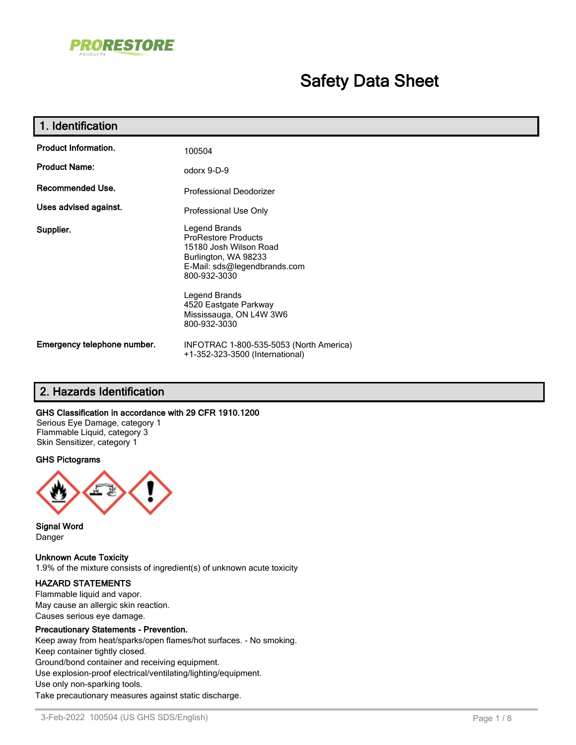PRORESTORE PRODUCTS

# Safety Data Sheet

## 1. Identification

| | |
|---|---|
| **Product Information.** | 100504 |
| **Product Name:** | odorx 9-D-9 |
| **Recommended Use.** | Professional Deodorizer |
| **Uses advised against.** | Professional Use Only |
| **Supplier.** | Legend Brands<br>ProRestore Products<br>15180 Josh Wilson Road<br>Burlington, WA 98233<br>E-Mail: sds@legendbrands.com<br>800-932-3030<br><br>Legend Brands<br>4520 Eastgate Parkway<br>Mississauga, ON L4W 3W6<br>800-932-3030 |
| **Emergency telephone number.** | INFOTRAC 1-800-535-5053 (North America)<br>+1-352-323-3500 (International) |

## 2. Hazards Identification

**GHS Classification in accordance with 29 CFR 1910.1200**

Serious Eye Damage, category 1
Flammable Liquid, category 3
Skin Sensitizer, category 1

**GHS Pictograms**

**Signal Word**

Danger

**Unknown Acute Toxicity**

1.9% of the mixture consists of ingredient(s) of unknown acute toxicity

**HAZARD STATEMENTS**

Flammable liquid and vapor.
May cause an allergic skin reaction.
Causes serious eye damage.

**Precautionary Statements - Prevention.**

Keep away from heat/sparks/open flames/hot surfaces. - No smoking.
Keep container tightly closed.
Ground/bond container and receiving equipment.
Use explosion-proof electrical/ventilating/lighting/equipment.
Use only non-sparking tools.
Take precautionary measures against static discharge.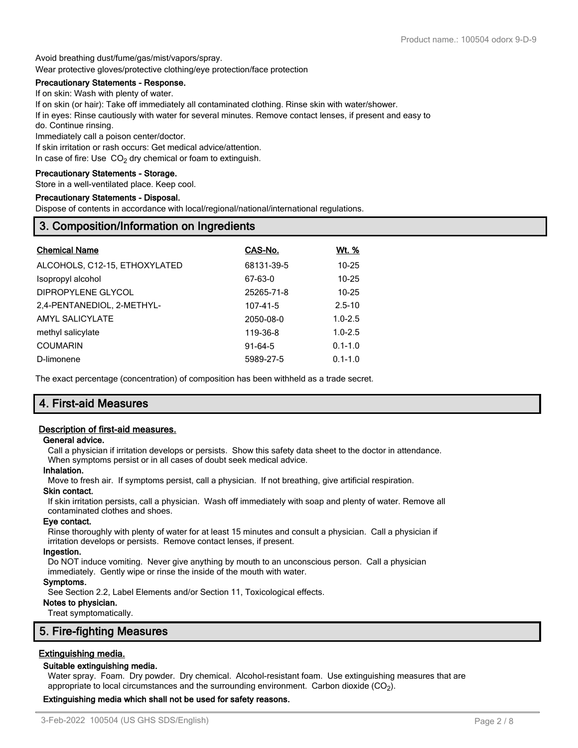Avoid breathing dust/fume/gas/mist/vapors/spray.

Wear protective gloves/protective clothing/eye protection/face protection

**Precautionary Statements - Response.**

If on skin: Wash with plenty of water.

If on skin (or hair): Take off immediately all contaminated clothing. Rinse skin with water/shower.

If in eyes: Rinse cautiously with water for several minutes. Remove contact lenses, if present and easy to do. Continue rinsing.

Immediately call a poison center/doctor.

If skin irritation or rash occurs: Get medical advice/attention.

In case of fire: Use $CO_2$ dry chemical or foam to extinguish.

**Precautionary Statements - Storage.**

Store in a well-ventilated place. Keep cool.

**Precautionary Statements - Disposal.**

Dispose of contents in accordance with local/regional/national/international regulations.

## 3. Composition/Information on Ingredients

| Chemical Name | CAS-No. | Wt. % |
|---|---|---|
| ALCOHOLS, C12-15, ETHOXYLATED | 68131-39-5 | 10-25 |
| Isopropyl alcohol | 67-63-0 | 10-25 |
| DIPROPYLENE GLYCOL | 25265-71-8 | 10-25 |
| 2,4-PENTANEDIOL, 2-METHYL- | 107-41-5 | 2.5-10 |
| AMYL SALICYLATE | 2050-08-0 | 1.0-2.5 |
| methyl salicylate | 119-36-8 | 1.0-2.5 |
| COUMARIN | 91-64-5 | 0.1-1.0 |
| D-limonene | 5989-27-5 | 0.1-1.0 |

The exact percentage (concentration) of composition has been withheld as a trade secret.

## 4. First-aid Measures

### Description of first-aid measures.

**General advice.**

Call a physician if irritation develops or persists. Show this safety data sheet to the doctor in attendance. When symptoms persist or in all cases of doubt seek medical advice.

**Inhalation.**

Move to fresh air. If symptoms persist, call a physician. If not breathing, give artificial respiration.

**Skin contact.**

If skin irritation persists, call a physician. Wash off immediately with soap and plenty of water. Remove all contaminated clothes and shoes.

**Eye contact.**

Rinse thoroughly with plenty of water for at least 15 minutes and consult a physician. Call a physician if irritation develops or persists. Remove contact lenses, if present.

**Ingestion.**

Do NOT induce vomiting. Never give anything by mouth to an unconscious person. Call a physician immediately. Gently wipe or rinse the inside of the mouth with water.

**Symptoms.**

See Section 2.2, Label Elements and/or Section 11, Toxicological effects.

**Notes to physician.**

Treat symptomatically.

## 5. Fire-fighting Measures

### Extinguishing media.

**Suitable extinguishing media.**

Water spray. Foam. Dry powder. Dry chemical. Alcohol-resistant foam. Use extinguishing measures that are appropriate to local circumstances and the surrounding environment. Carbon dioxide ($CO_2$).

**Extinguishing media which shall not be used for safety reasons.**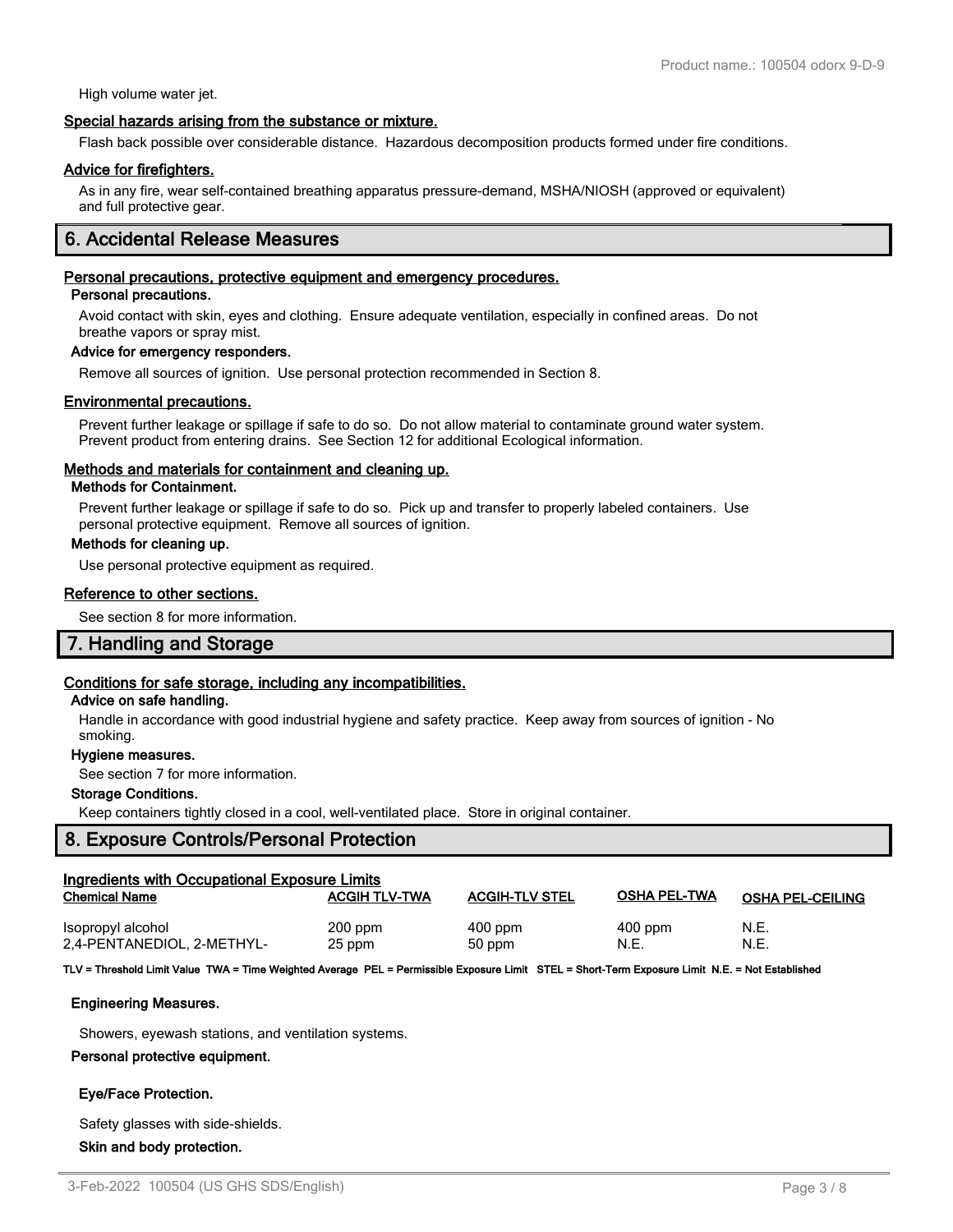High volume water jet.

### Special hazards arising from the substance or mixture.

Flash back possible over considerable distance. Hazardous decomposition products formed under fire conditions.

### Advice for firefighters.

As in any fire, wear self-contained breathing apparatus pressure-demand, MSHA/NIOSH (approved or equivalent) and full protective gear.

## 6. Accidental Release Measures

### Personal precautions, protective equipment and emergency procedures.

**Personal precautions.**

Avoid contact with skin, eyes and clothing. Ensure adequate ventilation, especially in confined areas. Do not breathe vapors or spray mist.

**Advice for emergency responders.**

Remove all sources of ignition. Use personal protection recommended in Section 8.

### Environmental precautions.

Prevent further leakage or spillage if safe to do so. Do not allow material to contaminate ground water system. Prevent product from entering drains. See Section 12 for additional Ecological information.

### Methods and materials for containment and cleaning up.

**Methods for Containment.**

Prevent further leakage or spillage if safe to do so. Pick up and transfer to properly labeled containers. Use personal protective equipment. Remove all sources of ignition.

**Methods for cleaning up.**

Use personal protective equipment as required.

### Reference to other sections.

See section 8 for more information.

## 7. Handling and Storage

### Conditions for safe storage, including any incompatibilities.

**Advice on safe handling.**

Handle in accordance with good industrial hygiene and safety practice. Keep away from sources of ignition - No smoking.

**Hygiene measures.**

See section 7 for more information.

**Storage Conditions.**

Keep containers tightly closed in a cool, well-ventilated place. Store in original container.

## 8. Exposure Controls/Personal Protection

### Ingredients with Occupational Exposure Limits

| Chemical Name | ACGIH TLV-TWA | ACGIH-TLV STEL | OSHA PEL-TWA | OSHA PEL-CEILING |
|---|---|---|---|---|
| Isopropyl alcohol | 200 ppm | 400 ppm | 400 ppm | N.E. |
| 2,4-PENTANEDIOL, 2-METHYL- | 25 ppm | 50 ppm | N.E. | N.E. |

**TLV = Threshold Limit Value TWA = Time Weighted Average PEL = Permissible Exposure Limit STEL = Short-Term Exposure Limit N.E. = Not Established**

**Engineering Measures.**

Showers, eyewash stations, and ventilation systems.

**Personal protective equipment.**

**Eye/Face Protection.**

Safety glasses with side-shields.

**Skin and body protection.**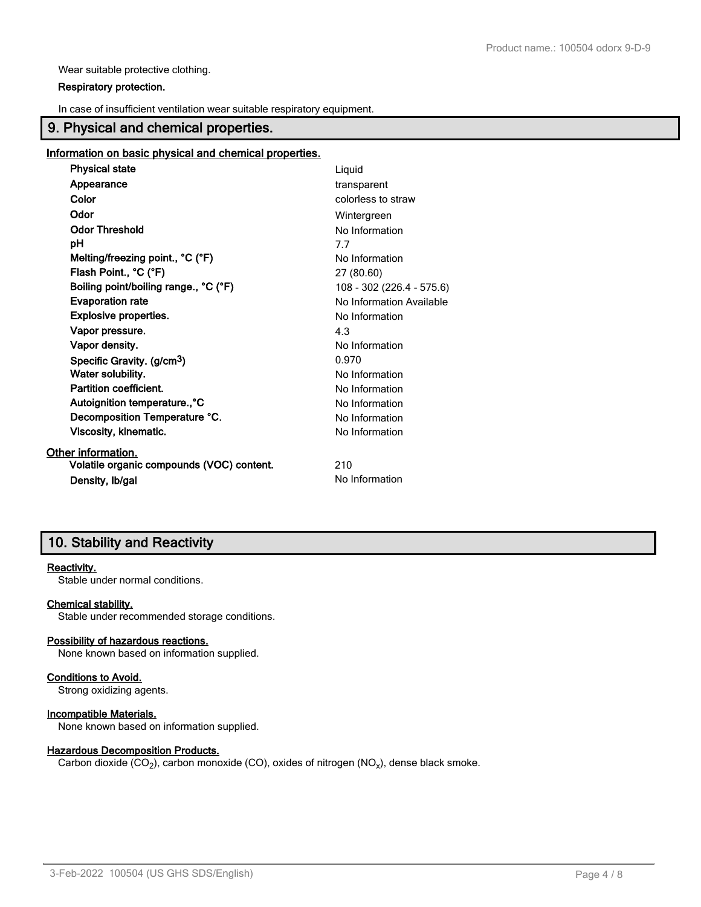Wear suitable protective clothing.

**Respiratory protection.**

In case of insufficient ventilation wear suitable respiratory equipment.

## 9. Physical and chemical properties.

### Information on basic physical and chemical properties.

| Property | Value |
| --- | --- |
| **Physical state** | Liquid |
| **Appearance** | transparent |
| **Color** | colorless to straw |
| **Odor** | Wintergreen |
| **Odor Threshold** | No Information |
| **pH** | 7.7 |
| **Melting/freezing point., °C (°F)** | No Information |
| **Flash Point., °C (°F)** | 27 (80.60) |
| **Boiling point/boiling range., °C (°F)** | 108 - 302 (226.4 - 575.6) |
| **Evaporation rate** | No Information Available |
| **Explosive properties.** | No Information |
| **Vapor pressure.** | 4.3 |
| **Vapor density.** | No Information |
| **Specific Gravity. (g/cm$^3$)** | 0.970 |
| **Water solubility.** | No Information |
| **Partition coefficient.** | No Information |
| **Autoignition temperature.,°C** | No Information |
| **Decomposition Temperature °C.** | No Information |
| **Viscosity, kinematic.** | No Information |

### Other information.

| Property | Value |
| --- | --- |
| **Volatile organic compounds (VOC) content.** | 210 |
| **Density, lb/gal** | No Information |

## 10. Stability and Reactivity

**Reactivity.**

Stable under normal conditions.

**Chemical stability.**

Stable under recommended storage conditions.

**Possibility of hazardous reactions.**

None known based on information supplied.

**Conditions to Avoid.**

Strong oxidizing agents.

**Incompatible Materials.**

None known based on information supplied.

**Hazardous Decomposition Products.**

Carbon dioxide ($CO_2$), carbon monoxide (CO), oxides of nitrogen ($NO_x$), dense black smoke.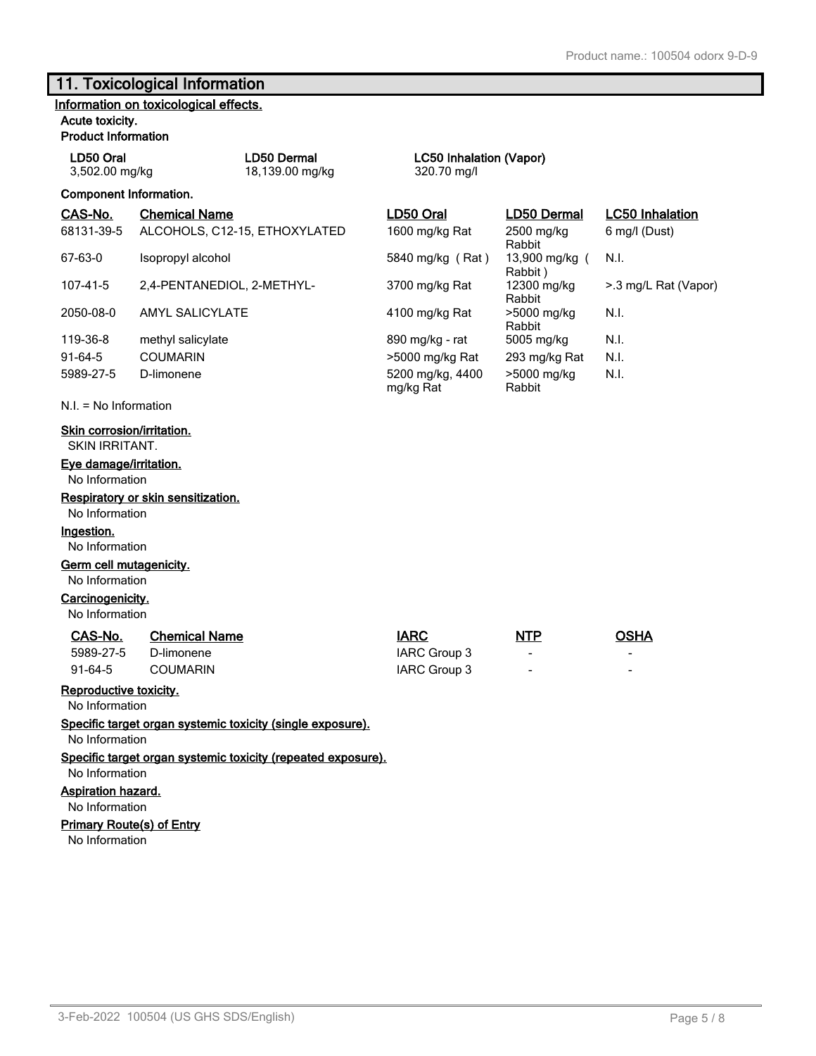## 11. Toxicological Information

**Information on toxicological effects.**

**Acute toxicity.**

**Product Information**

| LD50 Oral | LD50 Dermal | LC50 Inhalation (Vapor) |
|---|---|---|
| 3,502.00 mg/kg | 18,139.00 mg/kg | 320.70 mg/l |

**Component Information.**

| CAS-No. | Chemical Name | LD50 Oral | LD50 Dermal | LC50 Inhalation |
|---|---|---|---|---|
| 68131-39-5 | ALCOHOLS, C12-15, ETHOXYLATED | 1600 mg/kg Rat | 2500 mg/kg Rabbit | 6 mg/l (Dust) |
| 67-63-0 | Isopropyl alcohol | 5840 mg/kg ( Rat ) | 13,900 mg/kg ( Rabbit ) | N.I. |
| 107-41-5 | 2,4-PENTANEDIOL, 2-METHYL- | 3700 mg/kg Rat | 12300 mg/kg Rabbit | >.3 mg/L Rat (Vapor) |
| 2050-08-0 | AMYL SALICYLATE | 4100 mg/kg Rat | >5000 mg/kg Rabbit | N.I. |
| 119-36-8 | methyl salicylate | 890 mg/kg - rat | 5005 mg/kg | N.I. |
| 91-64-5 | COUMARIN | >5000 mg/kg Rat | 293 mg/kg Rat | N.I. |
| 5989-27-5 | D-limonene | 5200 mg/kg, 4400 mg/kg Rat | >5000 mg/kg Rabbit | N.I. |

N.I. = No Information

**Skin corrosion/irritation.**

SKIN IRRITANT.

**Eye damage/irritation.**

No Information

**Respiratory or skin sensitization.**

No Information

**Ingestion.**

No Information

**Germ cell mutagenicity.**

No Information

**Carcinogenicity.**

No Information

| CAS-No. | Chemical Name | IARC | NTP | OSHA |
|---|---|---|---|---|
| 5989-27-5 | D-limonene | IARC Group 3 | - | - |
| 91-64-5 | COUMARIN | IARC Group 3 | - | - |

**Reproductive toxicity.**

No Information

**Specific target organ systemic toxicity (single exposure).**

No Information

**Specific target organ systemic toxicity (repeated exposure).**

No Information

**Aspiration hazard.**

No Information

**Primary Route(s) of Entry**

No Information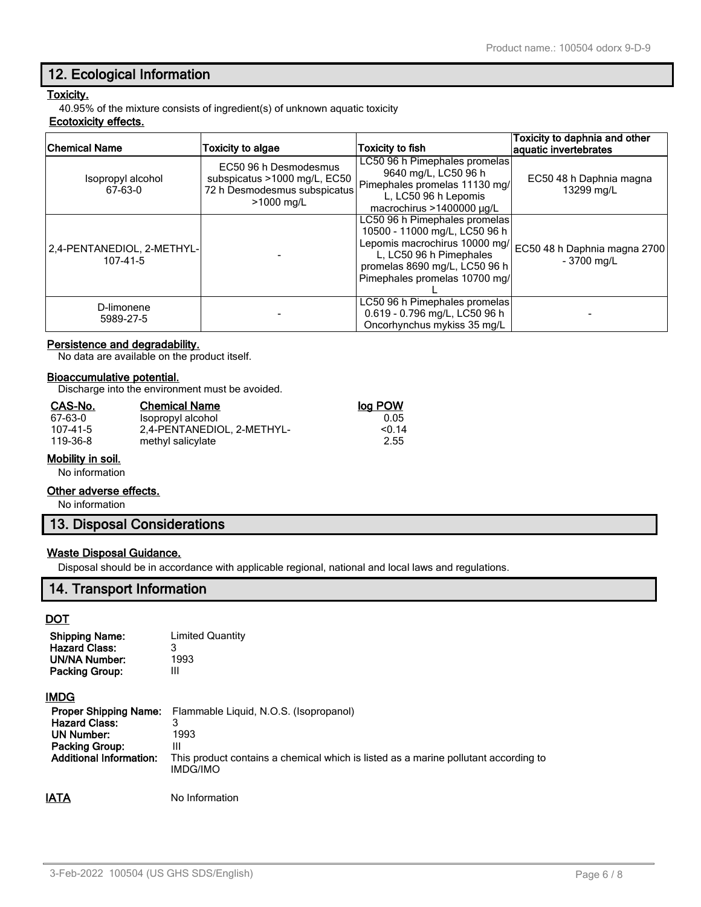## 12. Ecological Information

**Toxicity.**

40.95% of the mixture consists of ingredient(s) of unknown aquatic toxicity

**Ecotoxicity effects.**

| Chemical Name | Toxicity to algae | Toxicity to fish | Toxicity to daphnia and other aquatic invertebrates |
|---|---|---|---|
| Isopropyl alcohol 67-63-0 | EC50 96 h Desmodesmus subspicatus >1000 mg/L, EC50 72 h Desmodesmus subspicatus >1000 mg/L | LC50 96 h Pimephales promelas 9640 mg/L, LC50 96 h Pimephales promelas 11130 mg/L, LC50 96 h Lepomis macrochirus >1400000 µg/L | EC50 48 h Daphnia magna 13299 mg/L |
| 2,4-PENTANEDIOL, 2-METHYL- 107-41-5 | - | LC50 96 h Pimephales promelas 10500 - 11000 mg/L, LC50 96 h Lepomis macrochirus 10000 mg/L, LC50 96 h Pimephales promelas 8690 mg/L, LC50 96 h Pimephales promelas 10700 mg/L | EC50 48 h Daphnia magna 2700 - 3700 mg/L |
| D-limonene 5989-27-5 | - | LC50 96 h Pimephales promelas 0.619 - 0.796 mg/L, LC50 96 h Oncorhynchus mykiss 35 mg/L | - |

**Persistence and degradability.**

No data are available on the product itself.

**Bioaccumulative potential.**

Discharge into the environment must be avoided.

| CAS-No. | Chemical Name | log POW |
|---|---|---|
| 67-63-0 | Isopropyl alcohol | 0.05 |
| 107-41-5 | 2,4-PENTANEDIOL, 2-METHYL- | <0.14 |
| 119-36-8 | methyl salicylate | 2.55 |

**Mobility in soil.**

No information

**Other adverse effects.**

No information

## 13. Disposal Considerations

**Waste Disposal Guidance.**

Disposal should be in accordance with applicable regional, national and local laws and regulations.

## 14. Transport Information

**DOT**

**Shipping Name:** Limited Quantity
**Hazard Class:** 3
**UN/NA Number:** 1993
**Packing Group:** III

**IMDG**

**Proper Shipping Name:** Flammable Liquid, N.O.S. (Isopropanol)
**Hazard Class:** 3
**UN Number:** 1993
**Packing Group:** III
**Additional Information:** This product contains a chemical which is listed as a marine pollutant according to IMDG/IMO

**IATA** No Information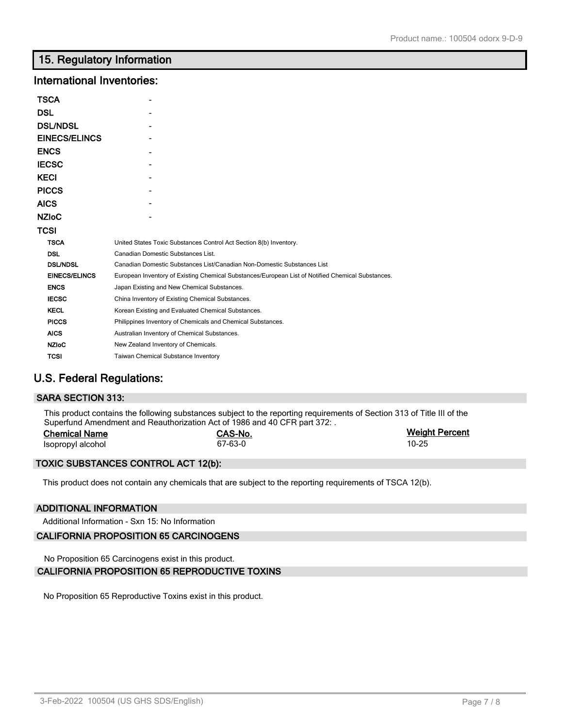## 15. Regulatory Information

### International Inventories:

| | |
|---|---|
| **TSCA** | - |
| **DSL** | - |
| **DSL/NDSL** | - |
| **EINECS/ELINCS** | - |
| **ENCS** | - |
| **IECSC** | - |
| **KECI** | - |
| **PICCS** | - |
| **AICS** | - |
| **NZIoC** | - |
| **TCSI** | |

| | |
|---|---|
| **TSCA** | United States Toxic Substances Control Act Section 8(b) Inventory. |
| **DSL** | Canadian Domestic Substances List. |
| **DSL/NDSL** | Canadian Domestic Substances List/Canadian Non-Domestic Substances List |
| **EINECS/ELINCS** | European Inventory of Existing Chemical Substances/European List of Notified Chemical Substances. |
| **ENCS** | Japan Existing and New Chemical Substances. |
| **IECSC** | China Inventory of Existing Chemical Substances. |
| **KECL** | Korean Existing and Evaluated Chemical Substances. |
| **PICCS** | Philippines Inventory of Chemicals and Chemical Substances. |
| **AICS** | Australian Inventory of Chemical Substances. |
| **NZIoC** | New Zealand Inventory of Chemicals. |
| **TCSI** | Taiwan Chemical Substance Inventory |

### U.S. Federal Regulations:

#### SARA SECTION 313:

This product contains the following substances subject to the reporting requirements of Section 313 of Title III of the Superfund Amendment and Reauthorization Act of 1986 and 40 CFR part 372: .

| Chemical Name | CAS-No. | Weight Percent |
|---|---|---|
| Isopropyl alcohol | 67-63-0 | 10-25 |

#### TOXIC SUBSTANCES CONTROL ACT 12(b):

This product does not contain any chemicals that are subject to the reporting requirements of TSCA 12(b).

#### ADDITIONAL INFORMATION

Additional Information - Sxn 15: No Information

#### CALIFORNIA PROPOSITION 65 CARCINOGENS

No Proposition 65 Carcinogens exist in this product.

#### CALIFORNIA PROPOSITION 65 REPRODUCTIVE TOXINS

No Proposition 65 Reproductive Toxins exist in this product.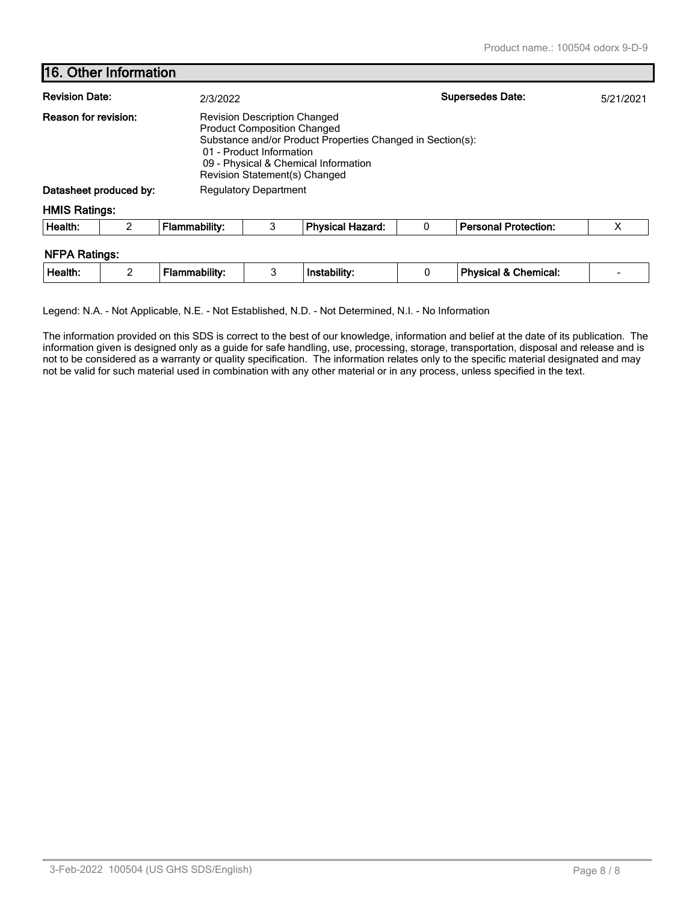## 16. Other Information

**Revision Date:** 2/3/2022 **Supersedes Date:** 5/21/2021

**Reason for revision:** Revision Description Changed
Product Composition Changed
Substance and/or Product Properties Changed in Section(s):
01 - Product Information
09 - Physical & Chemical Information
Revision Statement(s) Changed

**Datasheet produced by:** Regulatory Department

**HMIS Ratings:**

| | | | | | | | |
|---|---|---|---|---|---|---|---|
| **Health:** | 2 | **Flammability:** | 3 | **Physical Hazard:** | 0 | **Personal Protection:** | X |

**NFPA Ratings:**

| | | | | | | | |
|---|---|---|---|---|---|---|---|
| **Health:** | 2 | **Flammability:** | 3 | **Instability:** | 0 | **Physical & Chemical:** | - |

Legend: N.A. - Not Applicable, N.E. - Not Established, N.D. - Not Determined, N.I. - No Information

The information provided on this SDS is correct to the best of our knowledge, information and belief at the date of its publication. The information given is designed only as a guide for safe handling, use, processing, storage, transportation, disposal and release and is not to be considered as a warranty or quality specification. The information relates only to the specific material designated and may not be valid for such material used in combination with any other material or in any process, unless specified in the text.